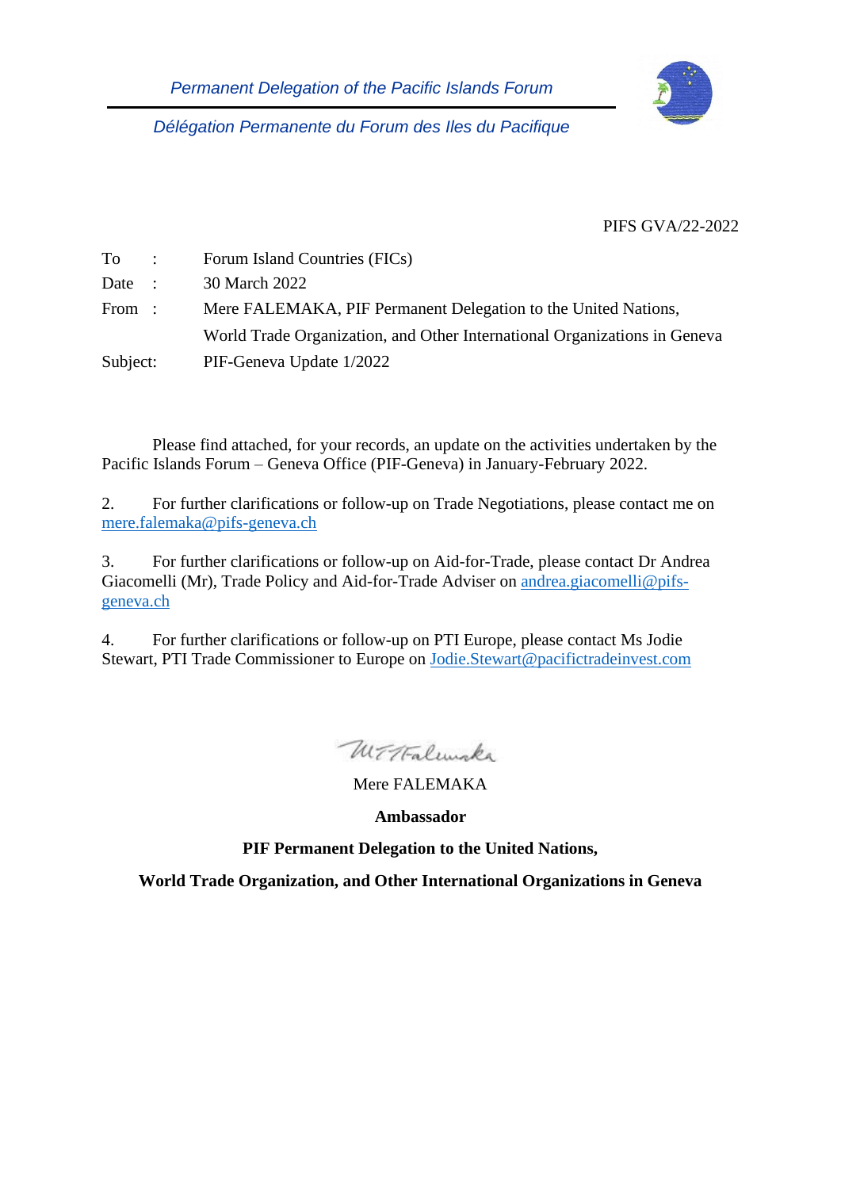*Permanent Delegation of the Pacific Islands Forum*

*Délégation Permanente du Forum des Iles du Pacifique*

PIFS GVA/22-2022

| | | |
|---|---|---|
| To | : | Forum Island Countries (FICs) |
| Date | : | 30 March 2022 |
| From | : | Mere FALEMAKA, PIF Permanent Delegation to the United Nations, World Trade Organization, and Other International Organizations in Geneva |
| Subject: | | PIF-Geneva Update 1/2022 |

Please find attached, for your records, an update on the activities undertaken by the Pacific Islands Forum – Geneva Office (PIF-Geneva) in January-February 2022.

2. For further clarifications or follow-up on Trade Negotiations, please contact me on mere.falemaka@pifs-geneva.ch

3. For further clarifications or follow-up on Aid-for-Trade, please contact Dr Andrea Giacomelli (Mr), Trade Policy and Aid-for-Trade Adviser on andrea.giacomelli@pifs-geneva.ch

4. For further clarifications or follow-up on PTI Europe, please contact Ms Jodie Stewart, PTI Trade Commissioner to Europe on Jodie.Stewart@pacifictradeinvest.com

Mere FALEMAKA

**Ambassador**

**PIF Permanent Delegation to the United Nations,**

**World Trade Organization, and Other International Organizations in Geneva**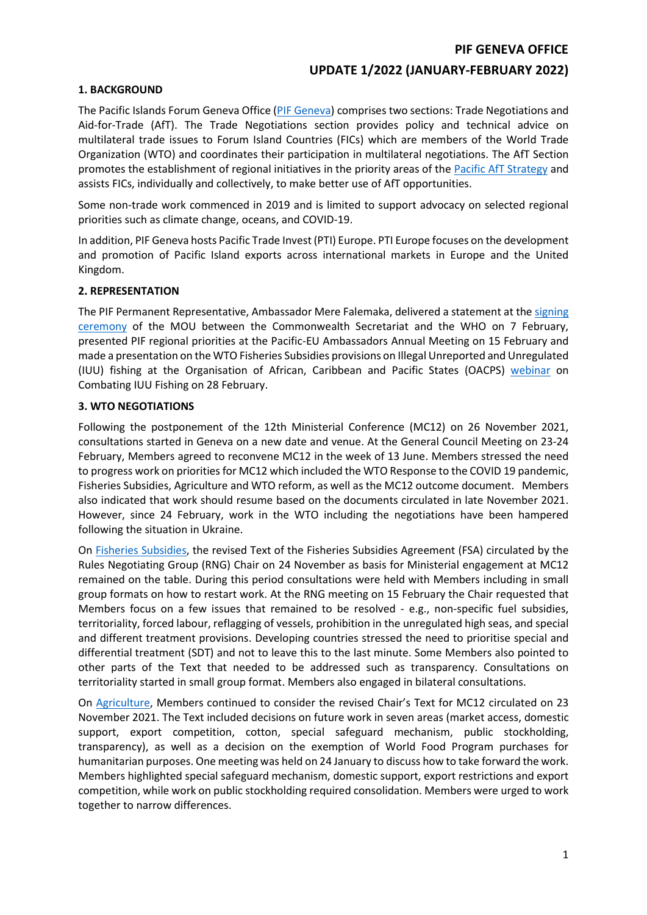# PIF GENEVA OFFICE

# UPDATE 1/2022 (JANUARY-FEBRUARY 2022)

## 1. BACKGROUND

The Pacific Islands Forum Geneva Office (PIF Geneva) comprises two sections: Trade Negotiations and Aid-for-Trade (AfT). The Trade Negotiations section provides policy and technical advice on multilateral trade issues to Forum Island Countries (FICs) which are members of the World Trade Organization (WTO) and coordinates their participation in multilateral negotiations. The AfT Section promotes the establishment of regional initiatives in the priority areas of the Pacific AfT Strategy and assists FICs, individually and collectively, to make better use of AfT opportunities.

Some non-trade work commenced in 2019 and is limited to support advocacy on selected regional priorities such as climate change, oceans, and COVID-19.

In addition, PIF Geneva hosts Pacific Trade Invest (PTI) Europe. PTI Europe focuses on the development and promotion of Pacific Island exports across international markets in Europe and the United Kingdom.

## 2. REPRESENTATION

The PIF Permanent Representative, Ambassador Mere Falemaka, delivered a statement at the signing ceremony of the MOU between the Commonwealth Secretariat and the WHO on 7 February, presented PIF regional priorities at the Pacific-EU Ambassadors Annual Meeting on 15 February and made a presentation on the WTO Fisheries Subsidies provisions on Illegal Unreported and Unregulated (IUU) fishing at the Organisation of African, Caribbean and Pacific States (OACPS) webinar on Combating IUU Fishing on 28 February.

## 3. WTO NEGOTIATIONS

Following the postponement of the 12th Ministerial Conference (MC12) on 26 November 2021, consultations started in Geneva on a new date and venue. At the General Council Meeting on 23-24 February, Members agreed to reconvene MC12 in the week of 13 June. Members stressed the need to progress work on priorities for MC12 which included the WTO Response to the COVID 19 pandemic, Fisheries Subsidies, Agriculture and WTO reform, as well as the MC12 outcome document. Members also indicated that work should resume based on the documents circulated in late November 2021. However, since 24 February, work in the WTO including the negotiations have been hampered following the situation in Ukraine.

On Fisheries Subsidies, the revised Text of the Fisheries Subsidies Agreement (FSA) circulated by the Rules Negotiating Group (RNG) Chair on 24 November as basis for Ministerial engagement at MC12 remained on the table. During this period consultations were held with Members including in small group formats on how to restart work. At the RNG meeting on 15 February the Chair requested that Members focus on a few issues that remained to be resolved - e.g., non-specific fuel subsidies, territoriality, forced labour, reflagging of vessels, prohibition in the unregulated high seas, and special and different treatment provisions. Developing countries stressed the need to prioritise special and differential treatment (SDT) and not to leave this to the last minute. Some Members also pointed to other parts of the Text that needed to be addressed such as transparency. Consultations on territoriality started in small group format. Members also engaged in bilateral consultations.

On Agriculture, Members continued to consider the revised Chair's Text for MC12 circulated on 23 November 2021. The Text included decisions on future work in seven areas (market access, domestic support, export competition, cotton, special safeguard mechanism, public stockholding, transparency), as well as a decision on the exemption of World Food Program purchases for humanitarian purposes. One meeting was held on 24 January to discuss how to take forward the work. Members highlighted special safeguard mechanism, domestic support, export restrictions and export competition, while work on public stockholding required consolidation. Members were urged to work together to narrow differences.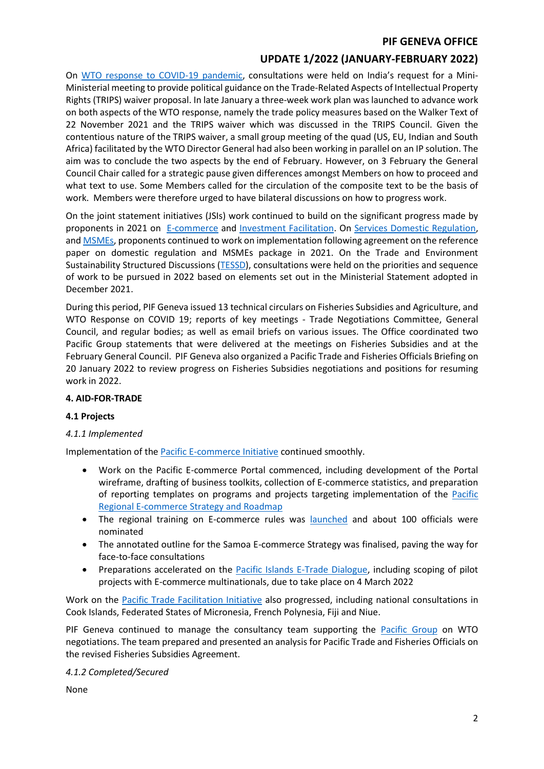On WTO response to COVID-19 pandemic, consultations were held on India's request for a Mini-Ministerial meeting to provide political guidance on the Trade-Related Aspects of Intellectual Property Rights (TRIPS) waiver proposal. In late January a three-week work plan was launched to advance work on both aspects of the WTO response, namely the trade policy measures based on the Walker Text of 22 November 2021 and the TRIPS waiver which was discussed in the TRIPS Council. Given the contentious nature of the TRIPS waiver, a small group meeting of the quad (US, EU, Indian and South Africa) facilitated by the WTO Director General had also been working in parallel on an IP solution. The aim was to conclude the two aspects by the end of February. However, on 3 February the General Council Chair called for a strategic pause given differences amongst Members on how to proceed and what text to use. Some Members called for the circulation of the composite text to be the basis of work. Members were therefore urged to have bilateral discussions on how to progress work.

On the joint statement initiatives (JSIs) work continued to build on the significant progress made by proponents in 2021 on E-commerce and Investment Facilitation. On Services Domestic Regulation, and MSMEs, proponents continued to work on implementation following agreement on the reference paper on domestic regulation and MSMEs package in 2021. On the Trade and Environment Sustainability Structured Discussions (TESSD), consultations were held on the priorities and sequence of work to be pursued in 2022 based on elements set out in the Ministerial Statement adopted in December 2021.

During this period, PIF Geneva issued 13 technical circulars on Fisheries Subsidies and Agriculture, and WTO Response on COVID 19; reports of key meetings - Trade Negotiations Committee, General Council, and regular bodies; as well as email briefs on various issues. The Office coordinated two Pacific Group statements that were delivered at the meetings on Fisheries Subsidies and at the February General Council. PIF Geneva also organized a Pacific Trade and Fisheries Officials Briefing on 20 January 2022 to review progress on Fisheries Subsidies negotiations and positions for resuming work in 2022.

## 4. AID-FOR-TRADE

### 4.1 Projects

#### *4.1.1 Implemented*

Implementation of the Pacific E-commerce Initiative continued smoothly.

- Work on the Pacific E-commerce Portal commenced, including development of the Portal wireframe, drafting of business toolkits, collection of E-commerce statistics, and preparation of reporting templates on programs and projects targeting implementation of the Pacific Regional E-commerce Strategy and Roadmap
- The regional training on E-commerce rules was launched and about 100 officials were nominated
- The annotated outline for the Samoa E-commerce Strategy was finalised, paving the way for face-to-face consultations
- Preparations accelerated on the Pacific Islands E-Trade Dialogue, including scoping of pilot projects with E-commerce multinationals, due to take place on 4 March 2022

Work on the Pacific Trade Facilitation Initiative also progressed, including national consultations in Cook Islands, Federated States of Micronesia, French Polynesia, Fiji and Niue.

PIF Geneva continued to manage the consultancy team supporting the Pacific Group on WTO negotiations. The team prepared and presented an analysis for Pacific Trade and Fisheries Officials on the revised Fisheries Subsidies Agreement.

#### *4.1.2 Completed/Secured*

None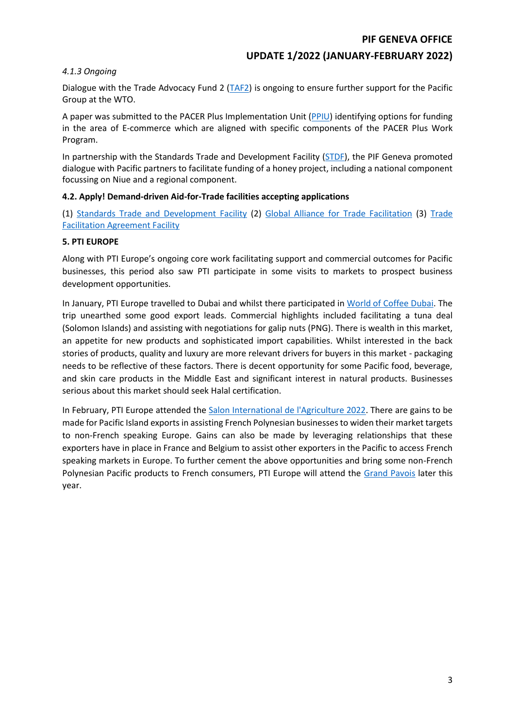*4.1.3 Ongoing*

Dialogue with the Trade Advocacy Fund 2 (TAF2) is ongoing to ensure further support for the Pacific Group at the WTO.

A paper was submitted to the PACER Plus Implementation Unit (PPIU) identifying options for funding in the area of E-commerce which are aligned with specific components of the PACER Plus Work Program.

In partnership with the Standards Trade and Development Facility (STDF), the PIF Geneva promoted dialogue with Pacific partners to facilitate funding of a honey project, including a national component focussing on Niue and a regional component.

**4.2. Apply! Demand-driven Aid-for-Trade facilities accepting applications**

(1) Standards Trade and Development Facility (2) Global Alliance for Trade Facilitation (3) Trade Facilitation Agreement Facility

**5. PTI EUROPE**

Along with PTI Europe's ongoing core work facilitating support and commercial outcomes for Pacific businesses, this period also saw PTI participate in some visits to markets to prospect business development opportunities.

In January, PTI Europe travelled to Dubai and whilst there participated in World of Coffee Dubai. The trip unearthed some good export leads. Commercial highlights included facilitating a tuna deal (Solomon Islands) and assisting with negotiations for galip nuts (PNG). There is wealth in this market, an appetite for new products and sophisticated import capabilities. Whilst interested in the back stories of products, quality and luxury are more relevant drivers for buyers in this market - packaging needs to be reflective of these factors. There is decent opportunity for some Pacific food, beverage, and skin care products in the Middle East and significant interest in natural products. Businesses serious about this market should seek Halal certification.

In February, PTI Europe attended the Salon International de l'Agriculture 2022. There are gains to be made for Pacific Island exports in assisting French Polynesian businesses to widen their market targets to non-French speaking Europe. Gains can also be made by leveraging relationships that these exporters have in place in France and Belgium to assist other exporters in the Pacific to access French speaking markets in Europe. To further cement the above opportunities and bring some non-French Polynesian Pacific products to French consumers, PTI Europe will attend the Grand Pavois later this year.